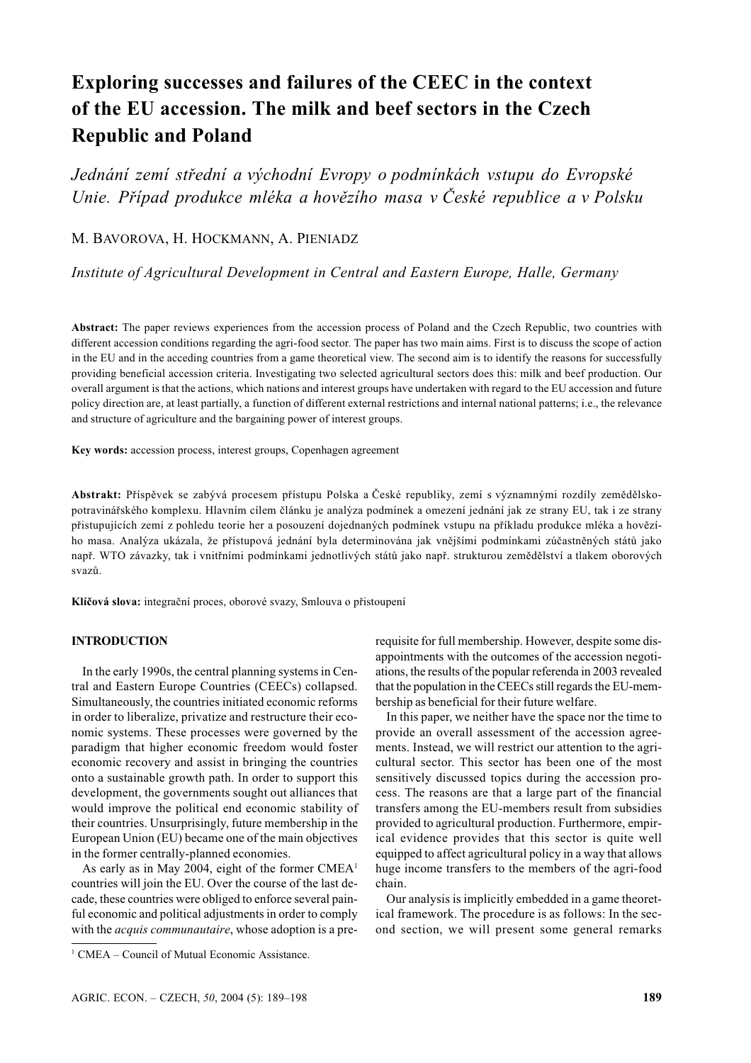# Exploring successes and failures of the CEEC in the context of the EU accession. The milk and beef sectors in the Czech Republic and Poland

*Jednání zemí střední a východní Evropy o podmínkách vstupu do Evropské Unie. Případ produkce mléka a hovězího masa v České republice a v Polsku*

M. BAVOROVA, H. HOCKMANN, A. PIENIADZ

*Institute of Agricultural Development in Central and Eastern Europe, Halle, Germany*

**Abstract:** The paper reviews experiences from the accession process of Poland and the Czech Republic, two countries with different accession conditions regarding the agri-food sector. The paper has two main aims. First is to discuss the scope of action in the EU and in the acceding countries from a game theoretical view. The second aim is to identify the reasons for successfully providing beneficial accession criteria. Investigating two selected agricultural sectors does this: milk and beef production. Our overall argument is that the actions, which nations and interest groups have undertaken with regard to the EU accession and future policy direction are, at least partially, a function of different external restrictions and internal national patterns; i.e., the relevance and structure of agriculture and the bargaining power of interest groups.

**Key words:** accession process, interest groups, Copenhagen agreement

**Abstrakt:** Příspěvek se zabývá procesem přístupu Polska a České republiky, zemí s významnými rozdíly zemědělsko-potravinářského komplexu. Hlavním cílem článku je analýza podmínek a omezení jednání jak ze strany EU, tak i ze strany přistupujících zemí z pohledu teorie her a posouzení dojednaných podmínek vstupu na příkladu produkce mléka a hovězího masa. Analýza ukázala, že přístupová jednání byla determinována jak vnějšími podmínkami zúčastněných států jako např. WTO závazky, tak i vnitřními podmínkami jednotlivých států jako např. strukturou zemědělství a tlakem oborových svazů.

**Klíčová slova:** integrační proces, oborové svazy, Smlouva o přistoupení

## INTRODUCTION

In the early 1990s, the central planning systems in Central and Eastern Europe Countries (CEECs) collapsed. Simultaneously, the countries initiated economic reforms in order to liberalize, privatize and restructure their economic systems. These processes were governed by the paradigm that higher economic freedom would foster economic recovery and assist in bringing the countries onto a sustainable growth path. In order to support this development, the governments sought out alliances that would improve the political end economic stability of their countries. Unsurprisingly, future membership in the European Union (EU) became one of the main objectives in the former centrally-planned economies.

As early as in May 2004, eight of the former CMEA[1] countries will join the EU. Over the course of the last decade, these countries were obliged to enforce several painful economic and political adjustments in order to comply with the *acquis communautaire*, whose adoption is a prerequisite for full membership. However, despite some disappointments with the outcomes of the accession negotiations, the results of the popular referenda in 2003 revealed that the population in the CEECs still regards the EU-membership as beneficial for their future welfare.

In this paper, we neither have the space nor the time to provide an overall assessment of the accession agreements. Instead, we will restrict our attention to the agricultural sector. This sector has been one of the most sensitively discussed topics during the accession process. The reasons are that a large part of the financial transfers among the EU-members result from subsidies provided to agricultural production. Furthermore, empirical evidence provides that this sector is quite well equipped to affect agricultural policy in a way that allows huge income transfers to the members of the agri-food chain.

Our analysis is implicitly embedded in a game theoretical framework. The procedure is as follows: In the second section, we will present some general remarks

[1] CMEA – Council of Mutual Economic Assistance.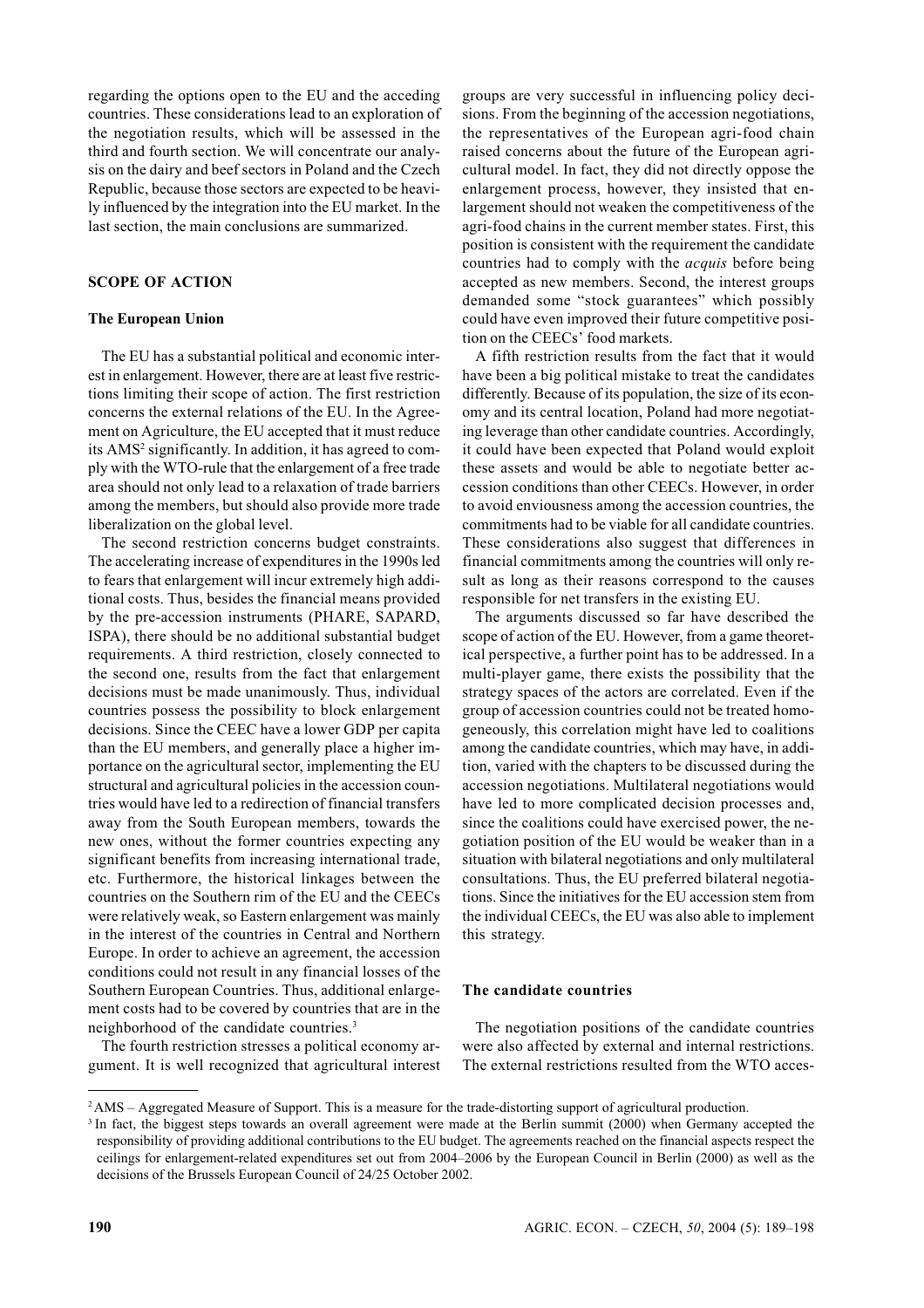regarding the options open to the EU and the acceding countries. These considerations lead to an exploration of the negotiation results, which will be assessed in the third and fourth section. We will concentrate our analysis on the dairy and beef sectors in Poland and the Czech Republic, because those sectors are expected to be heavily influenced by the integration into the EU market. In the last section, the main conclusions are summarized.

## SCOPE OF ACTION

### The European Union

The EU has a substantial political and economic interest in enlargement. However, there are at least five restrictions limiting their scope of action. The first restriction concerns the external relations of the EU. In the Agreement on Agriculture, the EU accepted that it must reduce its AMS[2] significantly. In addition, it has agreed to comply with the WTO-rule that the enlargement of a free trade area should not only lead to a relaxation of trade barriers among the members, but should also provide more trade liberalization on the global level.

The second restriction concerns budget constraints. The accelerating increase of expenditures in the 1990s led to fears that enlargement will incur extremely high additional costs. Thus, besides the financial means provided by the pre-accession instruments (PHARE, SAPARD, ISPA), there should be no additional substantial budget requirements. A third restriction, closely connected to the second one, results from the fact that enlargement decisions must be made unanimously. Thus, individual countries possess the possibility to block enlargement decisions. Since the CEEC have a lower GDP per capita than the EU members, and generally place a higher importance on the agricultural sector, implementing the EU structural and agricultural policies in the accession countries would have led to a redirection of financial transfers away from the South European members, towards the new ones, without the former countries expecting any significant benefits from increasing international trade, etc. Furthermore, the historical linkages between the countries on the Southern rim of the EU and the CEECs were relatively weak, so Eastern enlargement was mainly in the interest of the countries in Central and Northern Europe. In order to achieve an agreement, the accession conditions could not result in any financial losses of the Southern European Countries. Thus, additional enlargement costs had to be covered by countries that are in the neighborhood of the candidate countries.[3]

The fourth restriction stresses a political economy argument. It is well recognized that agricultural interest groups are very successful in influencing policy decisions. From the beginning of the accession negotiations, the representatives of the European agri-food chain raised concerns about the future of the European agricultural model. In fact, they did not directly oppose the enlargement process, however, they insisted that enlargement should not weaken the competitiveness of the agri-food chains in the current member states. First, this position is consistent with the requirement the candidate countries had to comply with the *acquis* before being accepted as new members. Second, the interest groups demanded some "stock guarantees" which possibly could have even improved their future competitive position on the CEECs' food markets.

A fifth restriction results from the fact that it would have been a big political mistake to treat the candidates differently. Because of its population, the size of its economy and its central location, Poland had more negotiating leverage than other candidate countries. Accordingly, it could have been expected that Poland would exploit these assets and would be able to negotiate better accession conditions than other CEECs. However, in order to avoid enviousness among the accession countries, the commitments had to be viable for all candidate countries. These considerations also suggest that differences in financial commitments among the countries will only result as long as their reasons correspond to the causes responsible for net transfers in the existing EU.

The arguments discussed so far have described the scope of action of the EU. However, from a game theoretical perspective, a further point has to be addressed. In a multi-player game, there exists the possibility that the strategy spaces of the actors are correlated. Even if the group of accession countries could not be treated homogeneously, this correlation might have led to coalitions among the candidate countries, which may have, in addition, varied with the chapters to be discussed during the accession negotiations. Multilateral negotiations would have led to more complicated decision processes and, since the coalitions could have exercised power, the negotiation position of the EU would be weaker than in a situation with bilateral negotiations and only multilateral consultations. Thus, the EU preferred bilateral negotiations. Since the initiatives for the EU accession stem from the individual CEECs, the EU was also able to implement this strategy.

### The candidate countries

The negotiation positions of the candidate countries were also affected by external and internal restrictions. The external restrictions resulted from the WTO acces-

[2] AMS – Aggregated Measure of Support. This is a measure for the trade-distorting support of agricultural production.

[3] In fact, the biggest steps towards an overall agreement were made at the Berlin summit (2000) when Germany accepted the responsibility of providing additional contributions to the EU budget. The agreements reached on the financial aspects respect the ceilings for enlargement-related expenditures set out from 2004–2006 by the European Council in Berlin (2000) as well as the decisions of the Brussels European Council of 24/25 October 2002.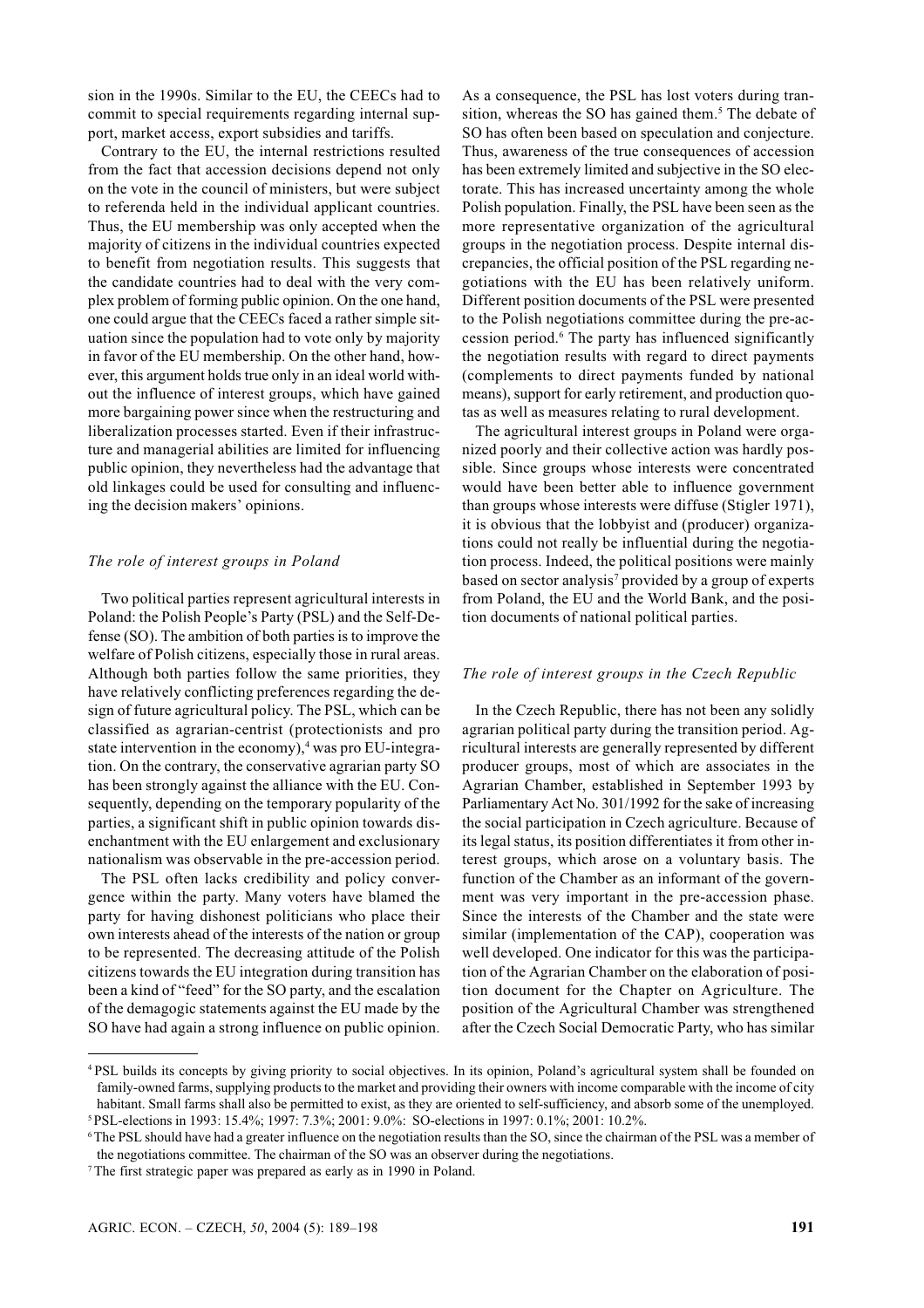sion in the 1990s. Similar to the EU, the CEECs had to commit to special requirements regarding internal support, market access, export subsidies and tariffs.

Contrary to the EU, the internal restrictions resulted from the fact that accession decisions depend not only on the vote in the council of ministers, but were subject to referenda held in the individual applicant countries. Thus, the EU membership was only accepted when the majority of citizens in the individual countries expected to benefit from negotiation results. This suggests that the candidate countries had to deal with the very complex problem of forming public opinion. On the one hand, one could argue that the CEECs faced a rather simple situation since the population had to vote only by majority in favor of the EU membership. On the other hand, however, this argument holds true only in an ideal world without the influence of interest groups, which have gained more bargaining power since when the restructuring and liberalization processes started. Even if their infrastructure and managerial abilities are limited for influencing public opinion, they nevertheless had the advantage that old linkages could be used for consulting and influencing the decision makers' opinions.

### *The role of interest groups in Poland*

Two political parties represent agricultural interests in Poland: the Polish People's Party (PSL) and the Self-Defense (SO). The ambition of both parties is to improve the welfare of Polish citizens, especially those in rural areas. Although both parties follow the same priorities, they have relatively conflicting preferences regarding the design of future agricultural policy. The PSL, which can be classified as agrarian-centrist (protectionists and pro state intervention in the economy),[4] was pro EU-integration. On the contrary, the conservative agrarian party SO has been strongly against the alliance with the EU. Consequently, depending on the temporary popularity of the parties, a significant shift in public opinion towards disenchantment with the EU enlargement and exclusionary nationalism was observable in the pre-accession period.

The PSL often lacks credibility and policy convergence within the party. Many voters have blamed the party for having dishonest politicians who place their own interests ahead of the interests of the nation or group to be represented. The decreasing attitude of the Polish citizens towards the EU integration during transition has been a kind of "feed" for the SO party, and the escalation of the demagogic statements against the EU made by the SO have had again a strong influence on public opinion. As a consequence, the PSL has lost voters during transition, whereas the SO has gained them.[5] The debate of SO has often been based on speculation and conjecture. Thus, awareness of the true consequences of accession has been extremely limited and subjective in the SO electorate. This has increased uncertainty among the whole Polish population. Finally, the PSL have been seen as the more representative organization of the agricultural groups in the negotiation process. Despite internal discrepancies, the official position of the PSL regarding negotiations with the EU has been relatively uniform. Different position documents of the PSL were presented to the Polish negotiations committee during the pre-accession period.[6] The party has influenced significantly the negotiation results with regard to direct payments (complements to direct payments funded by national means), support for early retirement, and production quotas as well as measures relating to rural development.

The agricultural interest groups in Poland were organized poorly and their collective action was hardly possible. Since groups whose interests were concentrated would have been better able to influence government than groups whose interests were diffuse (Stigler 1971), it is obvious that the lobbyist and (producer) organizations could not really be influential during the negotiation process. Indeed, the political positions were mainly based on sector analysis[7] provided by a group of experts from Poland, the EU and the World Bank, and the position documents of national political parties.

### *The role of interest groups in the Czech Republic*

In the Czech Republic, there has not been any solidly agrarian political party during the transition period. Agricultural interests are generally represented by different producer groups, most of which are associates in the Agrarian Chamber, established in September 1993 by Parliamentary Act No. 301/1992 for the sake of increasing the social participation in Czech agriculture. Because of its legal status, its position differentiates it from other interest groups, which arose on a voluntary basis. The function of the Chamber as an informant of the government was very important in the pre-accession phase. Since the interests of the Chamber and the state were similar (implementation of the CAP), cooperation was well developed. One indicator for this was the participation of the Agrarian Chamber on the elaboration of position document for the Chapter on Agriculture. The position of the Agricultural Chamber was strengthened after the Czech Social Democratic Party, who has similar

---

[4] PSL builds its concepts by giving priority to social objectives. In its opinion, Poland's agricultural system shall be founded on family-owned farms, supplying products to the market and providing their owners with income comparable with the income of city habitant. Small farms shall also be permitted to exist, as they are oriented to self-sufficiency, and absorb some of the unemployed.

[5] PSL-elections in 1993: 15.4%; 1997: 7.3%; 2001: 9.0%: SO-elections in 1997: 0.1%; 2001: 10.2%.

[6] The PSL should have had a greater influence on the negotiation results than the SO, since the chairman of the PSL was a member of the negotiations committee. The chairman of the SO was an observer during the negotiations.

[7] The first strategic paper was prepared as early as in 1990 in Poland.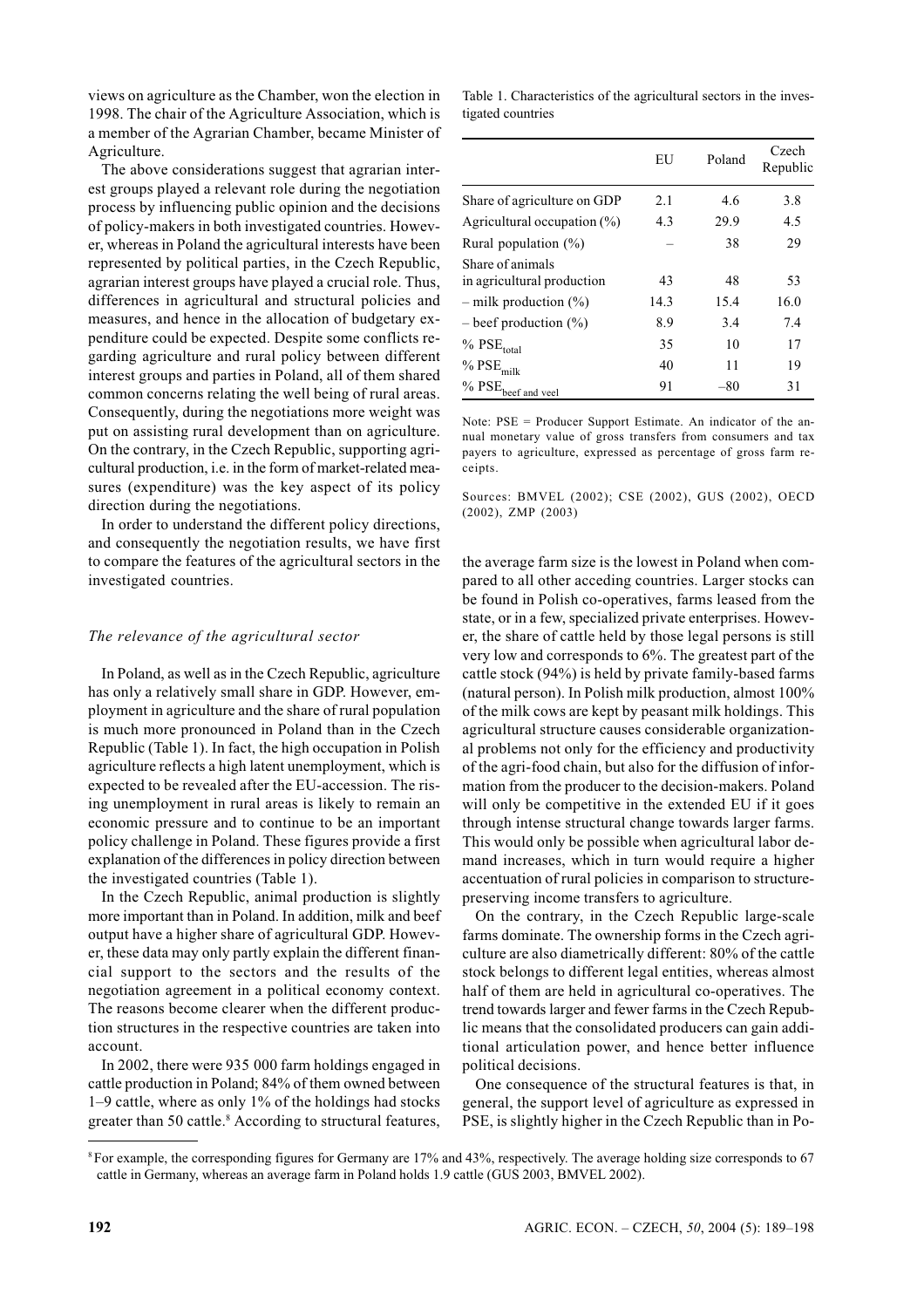views on agriculture as the Chamber, won the election in 1998. The chair of the Agriculture Association, which is a member of the Agrarian Chamber, became Minister of Agriculture.

The above considerations suggest that agrarian interest groups played a relevant role during the negotiation process by influencing public opinion and the decisions of policy-makers in both investigated countries. However, whereas in Poland the agricultural interests have been represented by political parties, in the Czech Republic, agrarian interest groups have played a crucial role. Thus, differences in agricultural and structural policies and measures, and hence in the allocation of budgetary expenditure could be expected. Despite some conflicts regarding agriculture and rural policy between different interest groups and parties in Poland, all of them shared common concerns relating the well being of rural areas. Consequently, during the negotiations more weight was put on assisting rural development than on agriculture. On the contrary, in the Czech Republic, supporting agricultural production, i.e. in the form of market-related measures (expenditure) was the key aspect of its policy direction during the negotiations.

In order to understand the different policy directions, and consequently the negotiation results, we have first to compare the features of the agricultural sectors in the investigated countries.

### *The relevance of the agricultural sector*

In Poland, as well as in the Czech Republic, agriculture has only a relatively small share in GDP. However, employment in agriculture and the share of rural population is much more pronounced in Poland than in the Czech Republic (Table 1). In fact, the high occupation in Polish agriculture reflects a high latent unemployment, which is expected to be revealed after the EU-accession. The rising unemployment in rural areas is likely to remain an economic pressure and to continue to be an important policy challenge in Poland. These figures provide a first explanation of the differences in policy direction between the investigated countries (Table 1).

In the Czech Republic, animal production is slightly more important than in Poland. In addition, milk and beef output have a higher share of agricultural GDP. However, these data may only partly explain the different financial support to the sectors and the results of the negotiation agreement in a political economy context. The reasons become clearer when the different production structures in the respective countries are taken into account.

In 2002, there were 935 000 farm holdings engaged in cattle production in Poland; 84% of them owned between 1–9 cattle, where as only 1% of the holdings had stocks greater than 50 cattle.[8] According to structural features, the average farm size is the lowest in Poland when compared to all other acceding countries. Larger stocks can be found in Polish co-operatives, farms leased from the state, or in a few, specialized private enterprises. However, the share of cattle held by those legal persons is still very low and corresponds to 6%. The greatest part of the cattle stock (94%) is held by private family-based farms (natural person). In Polish milk production, almost 100% of the milk cows are kept by peasant milk holdings. This agricultural structure causes considerable organizational problems not only for the efficiency and productivity of the agri-food chain, but also for the diffusion of information from the producer to the decision-makers. Poland will only be competitive in the extended EU if it goes through intense structural change towards larger farms. This would only be possible when agricultural labor demand increases, which in turn would require a higher accentuation of rural policies in comparison to structure-preserving income transfers to agriculture.

On the contrary, in the Czech Republic large-scale farms dominate. The ownership forms in the Czech agriculture are also diametrically different: 80% of the cattle stock belongs to different legal entities, whereas almost half of them are held in agricultural co-operatives. The trend towards larger and fewer farms in the Czech Republic means that the consolidated producers can gain additional articulation power, and hence better influence political decisions.

One consequence of the structural features is that, in general, the support level of agriculture as expressed in PSE, is slightly higher in the Czech Republic than in Po-

Table 1. Characteristics of the agricultural sectors in the investigated countries

| | EU | Poland | Czech Republic |
|---|---|---|---|
| Share of agriculture on GDP | 2.1 | 4.6 | 3.8 |
| Agricultural occupation (%) | 4.3 | 29.9 | 4.5 |
| Rural population (%) | – | 38 | 29 |
| Share of animals in agricultural production | 43 | 48 | 53 |
| – milk production (%) | 14.3 | 15.4 | 16.0 |
| – beef production (%) | 8.9 | 3.4 | 7.4 |
| % $PSE_{total}$ | 35 | 10 | 17 |
| % $PSE_{milk}$ | 40 | 11 | 19 |
| % $PSE_{beef\ and\ veel}$ | 91 | –80 | 31 |

Note: PSE = Producer Support Estimate. An indicator of the annual monetary value of gross transfers from consumers and tax payers to agriculture, expressed as percentage of gross farm receipts.

Sources: BMVEL (2002); CSE (2002), GUS (2002), OECD (2002), ZMP (2003)

[8] For example, the corresponding figures for Germany are 17% and 43%, respectively. The average holding size corresponds to 67 cattle in Germany, whereas an average farm in Poland holds 1.9 cattle (GUS 2003, BMVEL 2002).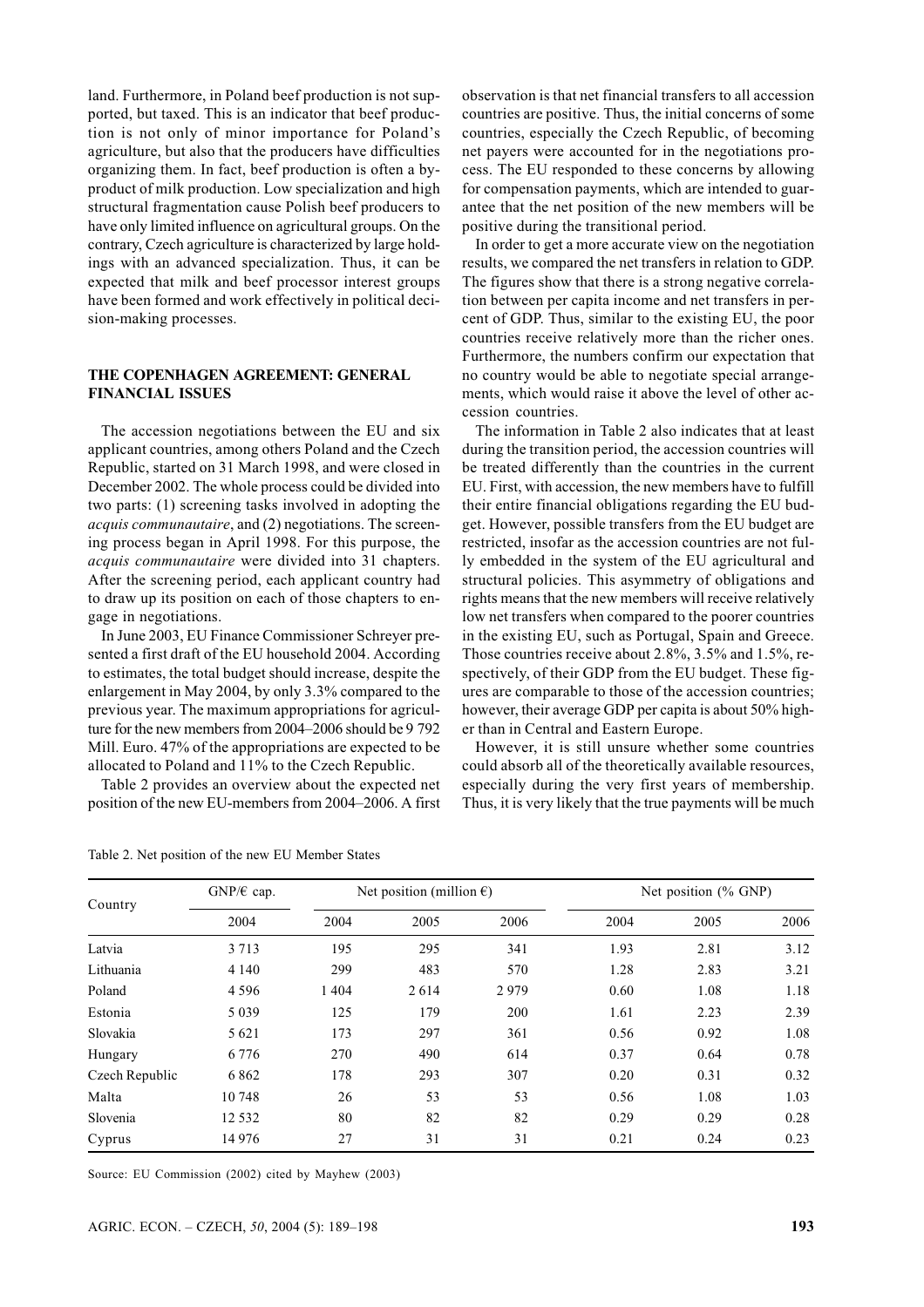land. Furthermore, in Poland beef production is not supported, but taxed. This is an indicator that beef production is not only of minor importance for Poland's agriculture, but also that the producers have difficulties organizing them. In fact, beef production is often a by-product of milk production. Low specialization and high structural fragmentation cause Polish beef producers to have only limited influence on agricultural groups. On the contrary, Czech agriculture is characterized by large holdings with an advanced specialization. Thus, it can be expected that milk and beef processor interest groups have been formed and work effectively in political decision-making processes.

## THE COPENHAGEN AGREEMENT: GENERAL FINANCIAL ISSUES

The accession negotiations between the EU and six applicant countries, among others Poland and the Czech Republic, started on 31 March 1998, and were closed in December 2002. The whole process could be divided into two parts: (1) screening tasks involved in adopting the *acquis communautaire*, and (2) negotiations. The screening process began in April 1998. For this purpose, the *acquis communautaire* were divided into 31 chapters. After the screening period, each applicant country had to draw up its position on each of those chapters to engage in negotiations.

In June 2003, EU Finance Commissioner Schreyer presented a first draft of the EU household 2004. According to estimates, the total budget should increase, despite the enlargement in May 2004, by only 3.3% compared to the previous year. The maximum appropriations for agriculture for the new members from 2004–2006 should be 9 792 Mill. Euro. 47% of the appropriations are expected to be allocated to Poland and 11% to the Czech Republic.

Table 2 provides an overview about the expected net position of the new EU-members from 2004–2006. A first observation is that net financial transfers to all accession countries are positive. Thus, the initial concerns of some countries, especially the Czech Republic, of becoming net payers were accounted for in the negotiations process. The EU responded to these concerns by allowing for compensation payments, which are intended to guarantee that the net position of the new members will be positive during the transitional period.

In order to get a more accurate view on the negotiation results, we compared the net transfers in relation to GDP. The figures show that there is a strong negative correlation between per capita income and net transfers in percent of GDP. Thus, similar to the existing EU, the poor countries receive relatively more than the richer ones. Furthermore, the numbers confirm our expectation that no country would be able to negotiate special arrangements, which would raise it above the level of other accession countries.

The information in Table 2 also indicates that at least during the transition period, the accession countries will be treated differently than the countries in the current EU. First, with accession, the new members have to fulfill their entire financial obligations regarding the EU budget. However, possible transfers from the EU budget are restricted, insofar as the accession countries are not fully embedded in the system of the EU agricultural and structural policies. This asymmetry of obligations and rights means that the new members will receive relatively low net transfers when compared to the poorer countries in the existing EU, such as Portugal, Spain and Greece. Those countries receive about 2.8%, 3.5% and 1.5%, respectively, of their GDP from the EU budget. These figures are comparable to those of the accession countries; however, their average GDP per capita is about 50% higher than in Central and Eastern Europe.

However, it is still unsure whether some countries could absorb all of the theoretically available resources, especially during the very first years of membership. Thus, it is very likely that the true payments will be much

Table 2. Net position of the new EU Member States

| Country | GNP/€ cap. | Net position (million €) | | | Net position (% GNP) | | |
|---|---|---|---|---|---|---|---|
| | 2004 | 2004 | 2005 | 2006 | 2004 | 2005 | 2006 |
| Latvia | 3 713 | 195 | 295 | 341 | 1.93 | 2.81 | 3.12 |
| Lithuania | 4 140 | 299 | 483 | 570 | 1.28 | 2.83 | 3.21 |
| Poland | 4 596 | 1 404 | 2 614 | 2 979 | 0.60 | 1.08 | 1.18 |
| Estonia | 5 039 | 125 | 179 | 200 | 1.61 | 2.23 | 2.39 |
| Slovakia | 5 621 | 173 | 297 | 361 | 0.56 | 0.92 | 1.08 |
| Hungary | 6 776 | 270 | 490 | 614 | 0.37 | 0.64 | 0.78 |
| Czech Republic | 6 862 | 178 | 293 | 307 | 0.20 | 0.31 | 0.32 |
| Malta | 10 748 | 26 | 53 | 53 | 0.56 | 1.08 | 1.03 |
| Slovenia | 12 532 | 80 | 82 | 82 | 0.29 | 0.29 | 0.28 |
| Cyprus | 14 976 | 27 | 31 | 31 | 0.21 | 0.24 | 0.23 |

Source: EU Commission (2002) cited by Mayhew (2003)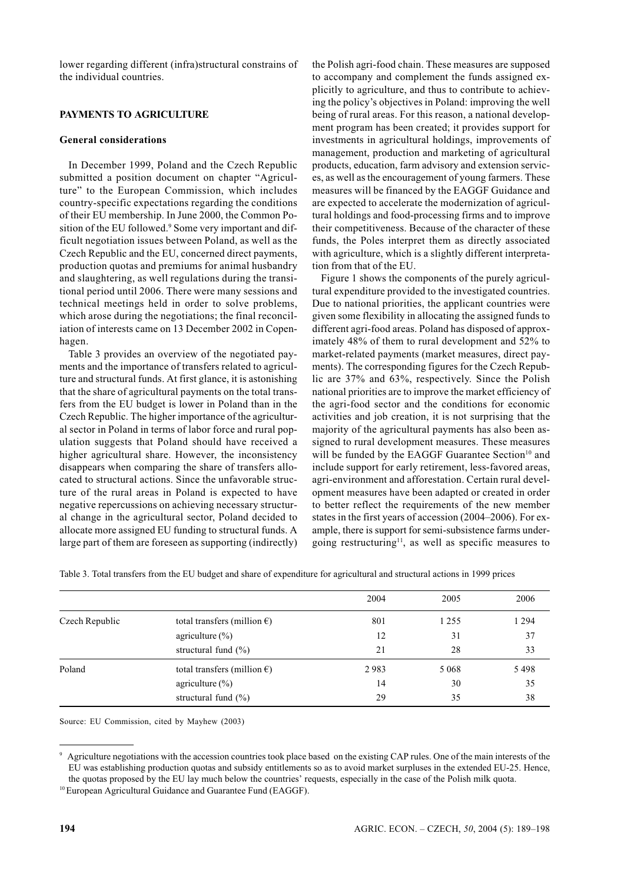lower regarding different (infra)structural constrains of the individual countries.

## PAYMENTS TO AGRICULTURE

### General considerations

In December 1999, Poland and the Czech Republic submitted a position document on chapter "Agriculture" to the European Commission, which includes country-specific expectations regarding the conditions of their EU membership. In June 2000, the Common Position of the EU followed.[9] Some very important and difficult negotiation issues between Poland, as well as the Czech Republic and the EU, concerned direct payments, production quotas and premiums for animal husbandry and slaughtering, as well regulations during the transitional period until 2006. There were many sessions and technical meetings held in order to solve problems, which arose during the negotiations; the final reconciliation of interests came on 13 December 2002 in Copenhagen.

Table 3 provides an overview of the negotiated payments and the importance of transfers related to agriculture and structural funds. At first glance, it is astonishing that the share of agricultural payments on the total transfers from the EU budget is lower in Poland than in the Czech Republic. The higher importance of the agricultural sector in Poland in terms of labor force and rural population suggests that Poland should have received a higher agricultural share. However, the inconsistency disappears when comparing the share of transfers allocated to structural actions. Since the unfavorable structure of the rural areas in Poland is expected to have negative repercussions on achieving necessary structural change in the agricultural sector, Poland decided to allocate more assigned EU funding to structural funds. A large part of them are foreseen as supporting (indirectly) the Polish agri-food chain. These measures are supposed to accompany and complement the funds assigned explicitly to agriculture, and thus to contribute to achieving the policy's objectives in Poland: improving the well being of rural areas. For this reason, a national development program has been created; it provides support for investments in agricultural holdings, improvements of management, production and marketing of agricultural products, education, farm advisory and extension services, as well as the encouragement of young farmers. These measures will be financed by the EAGGF Guidance and are expected to accelerate the modernization of agricultural holdings and food-processing firms and to improve their competitiveness. Because of the character of these funds, the Poles interpret them as directly associated with agriculture, which is a slightly different interpretation from that of the EU.

Figure 1 shows the components of the purely agricultural expenditure provided to the investigated countries. Due to national priorities, the applicant countries were given some flexibility in allocating the assigned funds to different agri-food areas. Poland has disposed of approximately 48% of them to rural development and 52% to market-related payments (market measures, direct payments). The corresponding figures for the Czech Republic are 37% and 63%, respectively. Since the Polish national priorities are to improve the market efficiency of the agri-food sector and the conditions for economic activities and job creation, it is not surprising that the majority of the agricultural payments has also been assigned to rural development measures. These measures will be funded by the EAGGF Guarantee Section[10] and include support for early retirement, less-favored areas, agri-environment and afforestation. Certain rural development measures have been adapted or created in order to better reflect the requirements of the new member states in the first years of accession (2004–2006). For example, there is support for semi-subsistence farms undergoing restructuring[11], as well as specific measures to

Table 3. Total transfers from the EU budget and share of expenditure for agricultural and structural actions in 1999 prices

| | | 2004 | 2005 | 2006 |
|---|---|---|---|---|
| Czech Republic | total transfers (million €) | 801 | 1 255 | 1 294 |
| | agriculture (%) | 12 | 31 | 37 |
| | structural fund (%) | 21 | 28 | 33 |
| Poland | total transfers (million €) | 2 983 | 5 068 | 5 498 |
| | agriculture (%) | 14 | 30 | 35 |
| | structural fund (%) | 29 | 35 | 38 |

Source: EU Commission, cited by Mayhew (2003)

[9] Agriculture negotiations with the accession countries took place based on the existing CAP rules. One of the main interests of the EU was establishing production quotas and subsidy entitlements so as to avoid market surpluses in the extended EU-25. Hence, the quotas proposed by the EU lay much below the countries' requests, especially in the case of the Polish milk quota.

[10] European Agricultural Guidance and Guarantee Fund (EAGGF).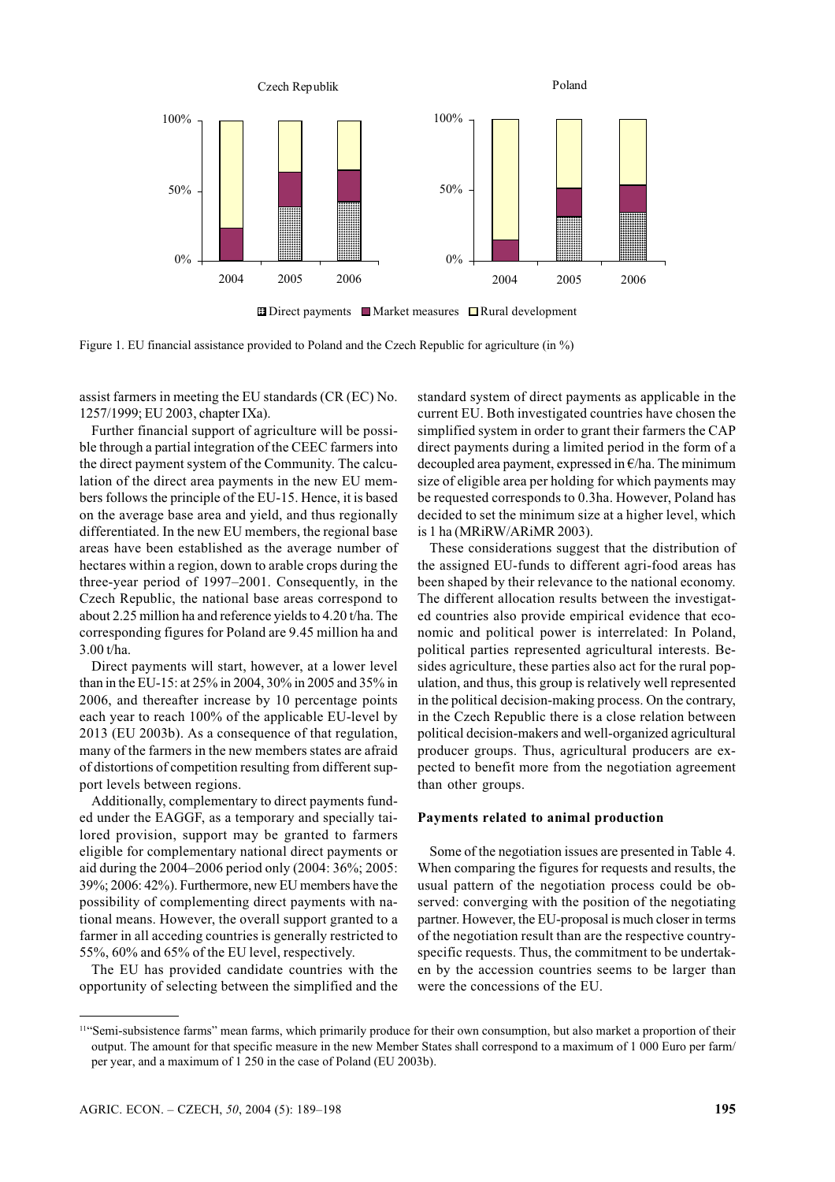Czech Republik

Poland

Direct payments Market measures Rural development

Figure 1. EU financial assistance provided to Poland and the Czech Republic for agriculture (in %)

assist farmers in meeting the EU standards (CR (EC) No. 1257/1999; EU 2003, chapter IXa).

Further financial support of agriculture will be possible through a partial integration of the CEEC farmers into the direct payment system of the Community. The calculation of the direct area payments in the new EU members follows the principle of the EU-15. Hence, it is based on the average base area and yield, and thus regionally differentiated. In the new EU members, the regional base areas have been established as the average number of hectares within a region, down to arable crops during the three-year period of 1997–2001. Consequently, in the Czech Republic, the national base areas correspond to about 2.25 million ha and reference yields to 4.20 t/ha. The corresponding figures for Poland are 9.45 million ha and 3.00 t/ha.

Direct payments will start, however, at a lower level than in the EU-15: at 25% in 2004, 30% in 2005 and 35% in 2006, and thereafter increase by 10 percentage points each year to reach 100% of the applicable EU-level by 2013 (EU 2003b). As a consequence of that regulation, many of the farmers in the new members states are afraid of distortions of competition resulting from different support levels between regions.

Additionally, complementary to direct payments funded under the EAGGF, as a temporary and specially tailored provision, support may be granted to farmers eligible for complementary national direct payments or aid during the 2004–2006 period only (2004: 36%; 2005: 39%; 2006: 42%). Furthermore, new EU members have the possibility of complementing direct payments with national means. However, the overall support granted to a farmer in all acceding countries is generally restricted to 55%, 60% and 65% of the EU level, respectively.

The EU has provided candidate countries with the opportunity of selecting between the simplified and the standard system of direct payments as applicable in the current EU. Both investigated countries have chosen the simplified system in order to grant their farmers the CAP direct payments during a limited period in the form of a decoupled area payment, expressed in €/ha. The minimum size of eligible area per holding for which payments may be requested corresponds to 0.3ha. However, Poland has decided to set the minimum size at a higher level, which is 1 ha (MRiRW/ARiMR 2003).

These considerations suggest that the distribution of the assigned EU-funds to different agri-food areas has been shaped by their relevance to the national economy. The different allocation results between the investigated countries also provide empirical evidence that economic and political power is interrelated: In Poland, political parties represented agricultural interests. Besides agriculture, these parties also act for the rural population, and thus, this group is relatively well represented in the political decision-making process. On the contrary, in the Czech Republic there is a close relation between political decision-makers and well-organized agricultural producer groups. Thus, agricultural producers are expected to benefit more from the negotiation agreement than other groups.

**Payments related to animal production**

Some of the negotiation issues are presented in Table 4. When comparing the figures for requests and results, the usual pattern of the negotiation process could be observed: converging with the position of the negotiating partner. However, the EU-proposal is much closer in terms of the negotiation result than are the respective country-specific requests. Thus, the commitment to be undertaken by the accession countries seems to be larger than were the concessions of the EU.

[11] "Semi-subsistence farms" mean farms, which primarily produce for their own consumption, but also market a proportion of their output. The amount for that specific measure in the new Member States shall correspond to a maximum of 1 000 Euro per farm/per year, and a maximum of 1 250 in the case of Poland (EU 2003b).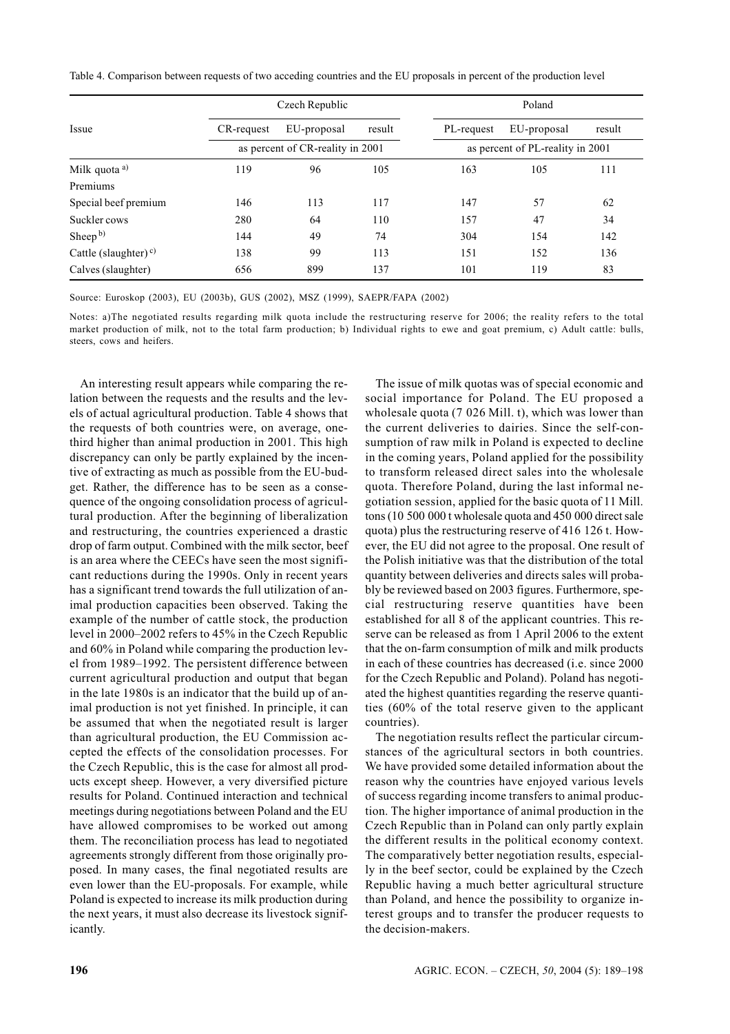Table 4. Comparison between requests of two acceding countries and the EU proposals in percent of the production level

| Issue | Czech Republic | | | Poland | | |
|---|---|---|---|---|---|---|
| | CR-request | EU-proposal | result | PL-request | EU-proposal | result |
| | as percent of CR-reality in 2001 | | | as percent of PL-reality in 2001 | | |
| Milk quota [a)] | 119 | 96 | 105 | 163 | 105 | 111 |
| Premiums | | | | | | |
| Special beef premium | 146 | 113 | 117 | 147 | 57 | 62 |
| Suckler cows | 280 | 64 | 110 | 157 | 47 | 34 |
| Sheep [b)] | 144 | 49 | 74 | 304 | 154 | 142 |
| Cattle (slaughter) [c)] | 138 | 99 | 113 | 151 | 152 | 136 |
| Calves (slaughter) | 656 | 899 | 137 | 101 | 119 | 83 |

Source: Euroskop (2003), EU (2003b), GUS (2002), MSZ (1999), SAEPR/FAPA (2002)

Notes: a)The negotiated results regarding milk quota include the restructuring reserve for 2006; the reality refers to the total market production of milk, not to the total farm production; b) Individual rights to ewe and goat premium, c) Adult cattle: bulls, steers, cows and heifers.

An interesting result appears while comparing the relation between the requests and the results and the levels of actual agricultural production. Table 4 shows that the requests of both countries were, on average, one-third higher than animal production in 2001. This high discrepancy can only be partly explained by the incentive of extracting as much as possible from the EU-budget. Rather, the difference has to be seen as a consequence of the ongoing consolidation process of agricultural production. After the beginning of liberalization and restructuring, the countries experienced a drastic drop of farm output. Combined with the milk sector, beef is an area where the CEECs have seen the most significant reductions during the 1990s. Only in recent years has a significant trend towards the full utilization of animal production capacities been observed. Taking the example of the number of cattle stock, the production level in 2000–2002 refers to 45% in the Czech Republic and 60% in Poland while comparing the production level from 1989–1992. The persistent difference between current agricultural production and output that began in the late 1980s is an indicator that the build up of animal production is not yet finished. In principle, it can be assumed that when the negotiated result is larger than agricultural production, the EU Commission accepted the effects of the consolidation processes. For the Czech Republic, this is the case for almost all products except sheep. However, a very diversified picture results for Poland. Continued interaction and technical meetings during negotiations between Poland and the EU have allowed compromises to be worked out among them. The reconciliation process has lead to negotiated agreements strongly different from those originally proposed. In many cases, the final negotiated results are even lower than the EU-proposals. For example, while Poland is expected to increase its milk production during the next years, it must also decrease its livestock significantly.

The issue of milk quotas was of special economic and social importance for Poland. The EU proposed a wholesale quota (7 026 Mill. t), which was lower than the current deliveries to dairies. Since the self-consumption of raw milk in Poland is expected to decline in the coming years, Poland applied for the possibility to transform released direct sales into the wholesale quota. Therefore Poland, during the last informal negotiation session, applied for the basic quota of 11 Mill. tons (10 500 000 t wholesale quota and 450 000 direct sale quota) plus the restructuring reserve of 416 126 t. However, the EU did not agree to the proposal. One result of the Polish initiative was that the distribution of the total quantity between deliveries and directs sales will probably be reviewed based on 2003 figures. Furthermore, special restructuring reserve quantities have been established for all 8 of the applicant countries. This reserve can be released as from 1 April 2006 to the extent that the on-farm consumption of milk and milk products in each of these countries has decreased (i.e. since 2000 for the Czech Republic and Poland). Poland has negotiated the highest quantities regarding the reserve quantities (60% of the total reserve given to the applicant countries).

The negotiation results reflect the particular circumstances of the agricultural sectors in both countries. We have provided some detailed information about the reason why the countries have enjoyed various levels of success regarding income transfers to animal production. The higher importance of animal production in the Czech Republic than in Poland can only partly explain the different results in the political economy context. The comparatively better negotiation results, especially in the beef sector, could be explained by the Czech Republic having a much better agricultural structure than Poland, and hence the possibility to organize interest groups and to transfer the producer requests to the decision-makers.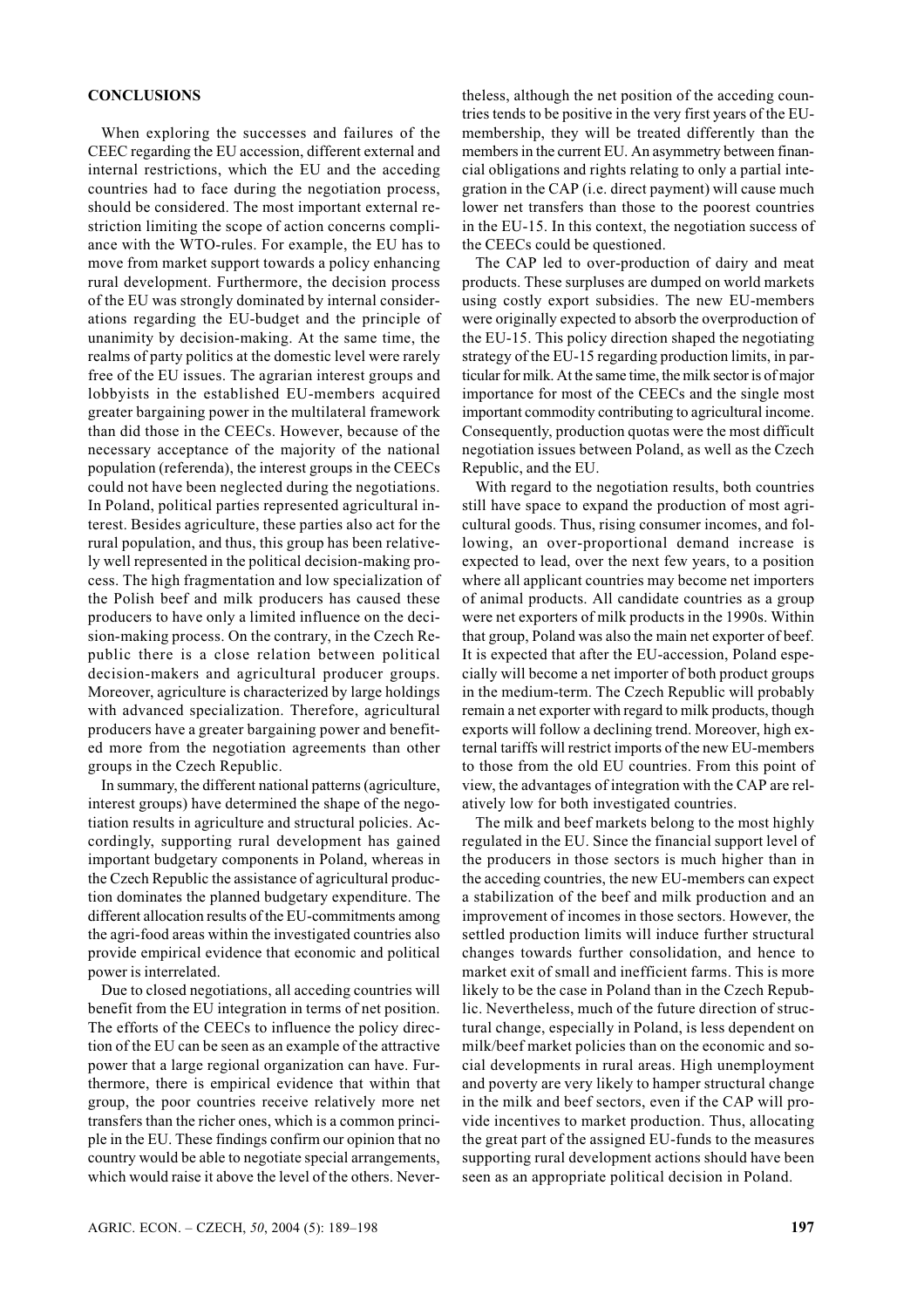## CONCLUSIONS

When exploring the successes and failures of the CEEC regarding the EU accession, different external and internal restrictions, which the EU and the acceding countries had to face during the negotiation process, should be considered. The most important external restriction limiting the scope of action concerns compliance with the WTO-rules. For example, the EU has to move from market support towards a policy enhancing rural development. Furthermore, the decision process of the EU was strongly dominated by internal considerations regarding the EU-budget and the principle of unanimity by decision-making. At the same time, the realms of party politics at the domestic level were rarely free of the EU issues. The agrarian interest groups and lobbyists in the established EU-members acquired greater bargaining power in the multilateral framework than did those in the CEECs. However, because of the necessary acceptance of the majority of the national population (referenda), the interest groups in the CEECs could not have been neglected during the negotiations. In Poland, political parties represented agricultural interest. Besides agriculture, these parties also act for the rural population, and thus, this group has been relatively well represented in the political decision-making process. The high fragmentation and low specialization of the Polish beef and milk producers has caused these producers to have only a limited influence on the decision-making process. On the contrary, in the Czech Republic there is a close relation between political decision-makers and agricultural producer groups. Moreover, agriculture is characterized by large holdings with advanced specialization. Therefore, agricultural producers have a greater bargaining power and benefited more from the negotiation agreements than other groups in the Czech Republic.

In summary, the different national patterns (agriculture, interest groups) have determined the shape of the negotiation results in agriculture and structural policies. Accordingly, supporting rural development has gained important budgetary components in Poland, whereas in the Czech Republic the assistance of agricultural production dominates the planned budgetary expenditure. The different allocation results of the EU-commitments among the agri-food areas within the investigated countries also provide empirical evidence that economic and political power is interrelated.

Due to closed negotiations, all acceding countries will benefit from the EU integration in terms of net position. The efforts of the CEECs to influence the policy direction of the EU can be seen as an example of the attractive power that a large regional organization can have. Furthermore, there is empirical evidence that within that group, the poor countries receive relatively more net transfers than the richer ones, which is a common principle in the EU. These findings confirm our opinion that no country would be able to negotiate special arrangements, which would raise it above the level of the others. Nevertheless, although the net position of the acceding countries tends to be positive in the very first years of the EU-membership, they will be treated differently than the members in the current EU. An asymmetry between financial obligations and rights relating to only a partial integration in the CAP (i.e. direct payment) will cause much lower net transfers than those to the poorest countries in the EU-15. In this context, the negotiation success of the CEECs could be questioned.

The CAP led to over-production of dairy and meat products. These surpluses are dumped on world markets using costly export subsidies. The new EU-members were originally expected to absorb the overproduction of the EU-15. This policy direction shaped the negotiating strategy of the EU-15 regarding production limits, in particular for milk. At the same time, the milk sector is of major importance for most of the CEECs and the single most important commodity contributing to agricultural income. Consequently, production quotas were the most difficult negotiation issues between Poland, as well as the Czech Republic, and the EU.

With regard to the negotiation results, both countries still have space to expand the production of most agricultural goods. Thus, rising consumer incomes, and following, an over-proportional demand increase is expected to lead, over the next few years, to a position where all applicant countries may become net importers of animal products. All candidate countries as a group were net exporters of milk products in the 1990s. Within that group, Poland was also the main net exporter of beef. It is expected that after the EU-accession, Poland especially will become a net importer of both product groups in the medium-term. The Czech Republic will probably remain a net exporter with regard to milk products, though exports will follow a declining trend. Moreover, high external tariffs will restrict imports of the new EU-members to those from the old EU countries. From this point of view, the advantages of integration with the CAP are relatively low for both investigated countries.

The milk and beef markets belong to the most highly regulated in the EU. Since the financial support level of the producers in those sectors is much higher than in the acceding countries, the new EU-members can expect a stabilization of the beef and milk production and an improvement of incomes in those sectors. However, the settled production limits will induce further structural changes towards further consolidation, and hence to market exit of small and inefficient farms. This is more likely to be the case in Poland than in the Czech Republic. Nevertheless, much of the future direction of structural change, especially in Poland, is less dependent on milk/beef market policies than on the economic and social developments in rural areas. High unemployment and poverty are very likely to hamper structural change in the milk and beef sectors, even if the CAP will provide incentives to market production. Thus, allocating the great part of the assigned EU-funds to the measures supporting rural development actions should have been seen as an appropriate political decision in Poland.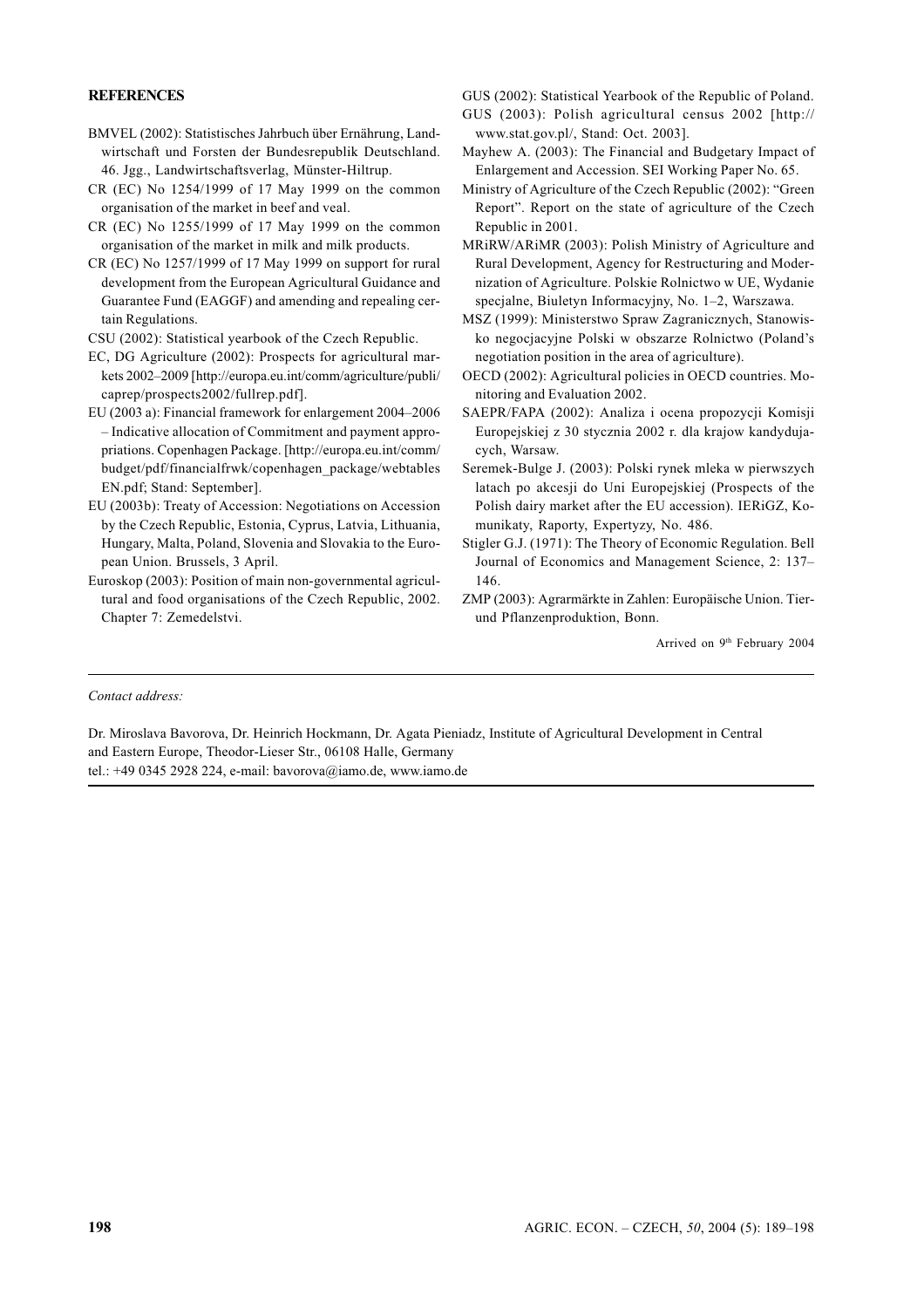## REFERENCES

BMVEL (2002): Statistisches Jahrbuch über Ernährung, Landwirtschaft und Forsten der Bundesrepublik Deutschland. 46. Jgg., Landwirtschaftsverlag, Münster-Hiltrup.

CR (EC) No 1254/1999 of 17 May 1999 on the common organisation of the market in beef and veal.

CR (EC) No 1255/1999 of 17 May 1999 on the common organisation of the market in milk and milk products.

CR (EC) No 1257/1999 of 17 May 1999 on support for rural development from the European Agricultural Guidance and Guarantee Fund (EAGGF) and amending and repealing certain Regulations.

CSU (2002): Statistical yearbook of the Czech Republic.

EC, DG Agriculture (2002): Prospects for agricultural markets 2002–2009 [http://europa.eu.int/comm/agriculture/publi/caprep/prospects2002/fullrep.pdf].

EU (2003 a): Financial framework for enlargement 2004–2006 – Indicative allocation of Commitment and payment appropriations. Copenhagen Package. [http://europa.eu.int/comm/budget/pdf/financialfrwk/copenhagen_package/webtables EN.pdf; Stand: September].

EU (2003b): Treaty of Accession: Negotiations on Accession by the Czech Republic, Estonia, Cyprus, Latvia, Lithuania, Hungary, Malta, Poland, Slovenia and Slovakia to the European Union. Brussels, 3 April.

Euroskop (2003): Position of main non-governmental agricultural and food organisations of the Czech Republic, 2002. Chapter 7: Zemedelstvi.

GUS (2002): Statistical Yearbook of the Republic of Poland.

GUS (2003): Polish agricultural census 2002 [http://www.stat.gov.pl/, Stand: Oct. 2003].

Mayhew A. (2003): The Financial and Budgetary Impact of Enlargement and Accession. SEI Working Paper No. 65.

Ministry of Agriculture of the Czech Republic (2002): "Green Report". Report on the state of agriculture of the Czech Republic in 2001.

MRiRW/ARiMR (2003): Polish Ministry of Agriculture and Rural Development, Agency for Restructuring and Modernization of Agriculture. Polskie Rolnictwo w UE, Wydanie specjalne, Biuletyn Informacyjny, No. 1–2, Warszawa.

MSZ (1999): Ministerstwo Spraw Zagranicznych, Stanowisko negocjacyjne Polski w obszarze Rolnictwo (Poland's negotiation position in the area of agriculture).

OECD (2002): Agricultural policies in OECD countries. Monitoring and Evaluation 2002.

SAEPR/FAPA (2002): Analiza i ocena propozycji Komisji Europejskiej z 30 stycznia 2002 r. dla krajow kandydujacych, Warsaw.

Seremek-Bulge J. (2003): Polski rynek mleka w pierwszych latach po akcesji do Uni Europejskiej (Prospects of the Polish dairy market after the EU accession). IERiGZ, Komunikaty, Raporty, Expertyzy, No. 486.

Stigler G.J. (1971): The Theory of Economic Regulation. Bell Journal of Economics and Management Science, 2: 137–146.

ZMP (2003): Agrarmärkte in Zahlen: Europäische Union. Tier- und Pflanzenproduktion, Bonn.

Arrived on 9th February 2004

*Contact address:*

Dr. Miroslava Bavorova, Dr. Heinrich Hockmann, Dr. Agata Pieniadz, Institute of Agricultural Development in Central and Eastern Europe, Theodor-Lieser Str., 06108 Halle, Germany
tel.: +49 0345 2928 224, e-mail: bavorova@iamo.de, www.iamo.de